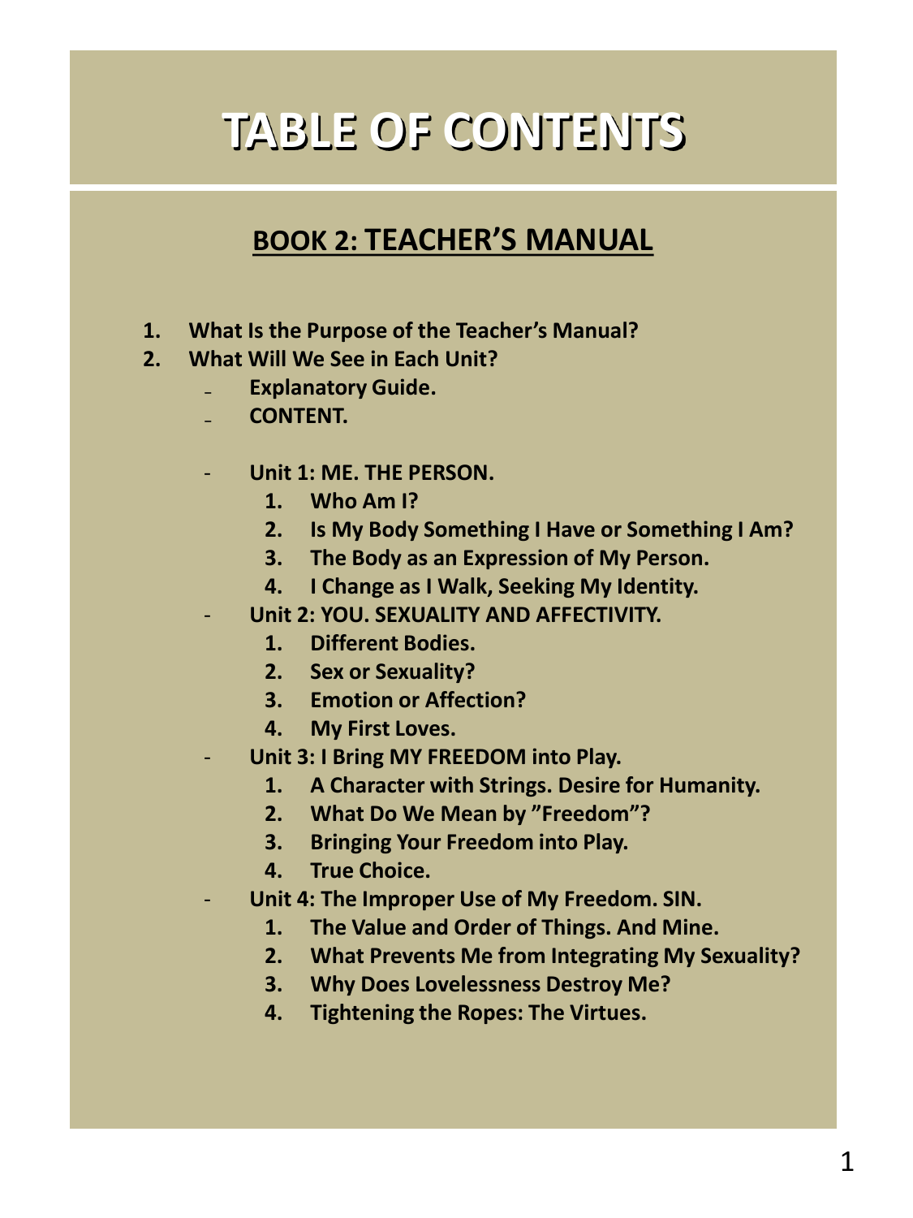# TABLE OF CONTENTS

## BOOK 2: TEACHER'S MANUAL

1. **What Is the Purpose of the Teacher's Manual?**
2. **What Will We See in Each Unit?**
   - **Explanatory Guide.**
   - **CONTENT.**

   - **Unit 1: ME. THE PERSON.**
     1. **Who Am I?**
     2. **Is My Body Something I Have or Something I Am?**
     3. **The Body as an Expression of My Person.**
     4. **I Change as I Walk, Seeking My Identity.**
   - **Unit 2: YOU. SEXUALITY AND AFFECTIVITY.**
     1. **Different Bodies.**
     2. **Sex or Sexuality?**
     3. **Emotion or Affection?**
     4. **My First Loves.**
   - **Unit 3: I Bring MY FREEDOM into Play.**
     1. **A Character with Strings. Desire for Humanity.**
     2. **What Do We Mean by "Freedom"?**
     3. **Bringing Your Freedom into Play.**
     4. **True Choice.**
   - **Unit 4: The Improper Use of My Freedom. SIN.**
     1. **The Value and Order of Things. And Mine.**
     2. **What Prevents Me from Integrating My Sexuality?**
     3. **Why Does Lovelessness Destroy Me?**
     4. **Tightening the Ropes: The Virtues.**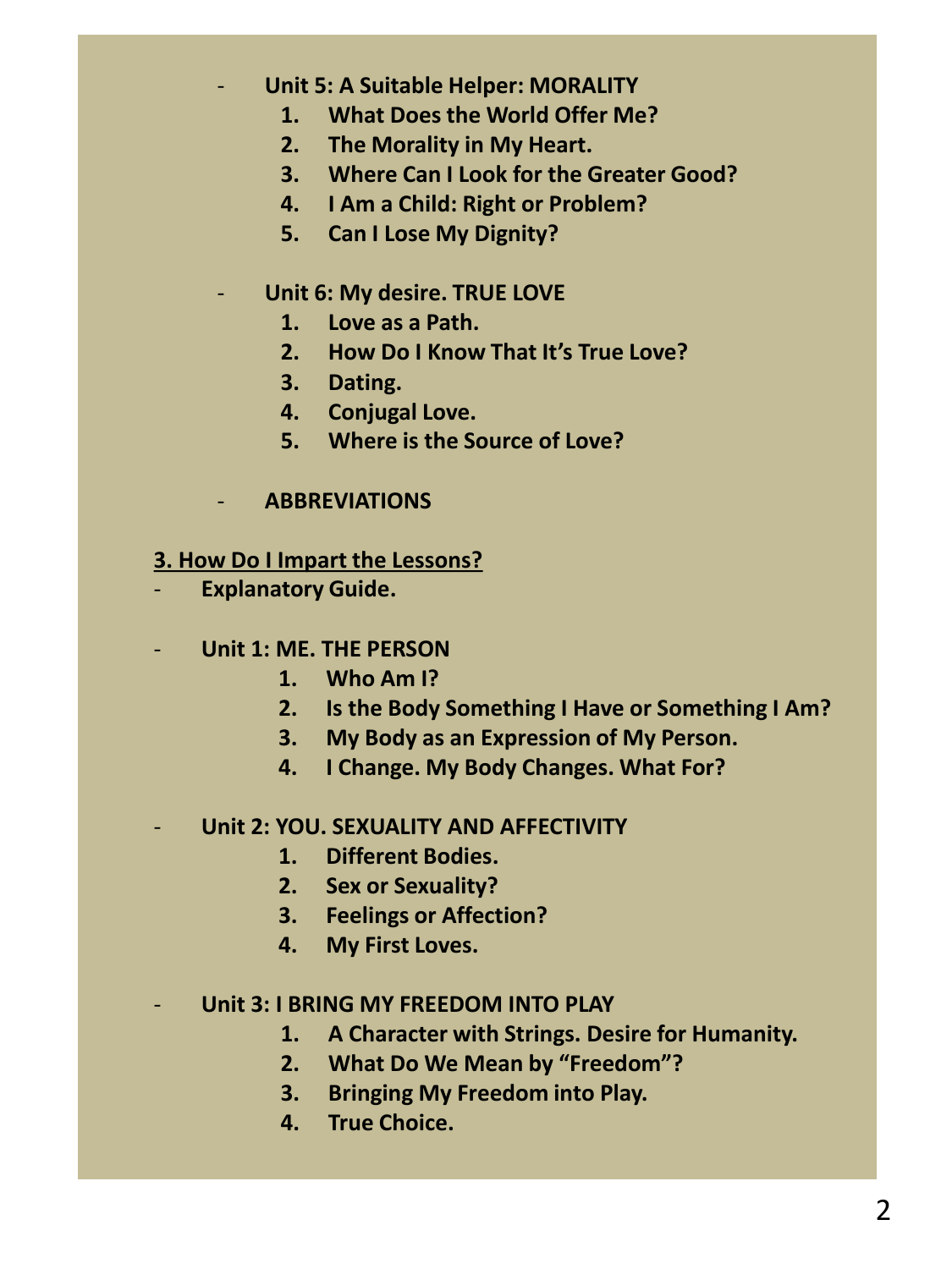- **Unit 5: A Suitable Helper: MORALITY**
    1. **What Does the World Offer Me?**
    2. **The Morality in My Heart.**
    3. **Where Can I Look for the Greater Good?**
    4. **I Am a Child: Right or Problem?**
    5. **Can I Lose My Dignity?**

- **Unit 6: My desire. TRUE LOVE**
    1. **Love as a Path.**
    2. **How Do I Know That It's True Love?**
    3. **Dating.**
    4. **Conjugal Love.**
    5. **Where is the Source of Love?**

- **ABBREVIATIONS**

**<u>3. How Do I Impart the Lessons?</u>**

- **Explanatory Guide.**

- **Unit 1: ME. THE PERSON**
    1. **Who Am I?**
    2. **Is the Body Something I Have or Something I Am?**
    3. **My Body as an Expression of My Person.**
    4. **I Change. My Body Changes. What For?**

- **Unit 2: YOU. SEXUALITY AND AFFECTIVITY**
    1. **Different Bodies.**
    2. **Sex or Sexuality?**
    3. **Feelings or Affection?**
    4. **My First Loves.**

- **Unit 3: I BRING MY FREEDOM INTO PLAY**
    1. **A Character with Strings. Desire for Humanity.**
    2. **What Do We Mean by "Freedom"?**
    3. **Bringing My Freedom into Play.**
    4. **True Choice.**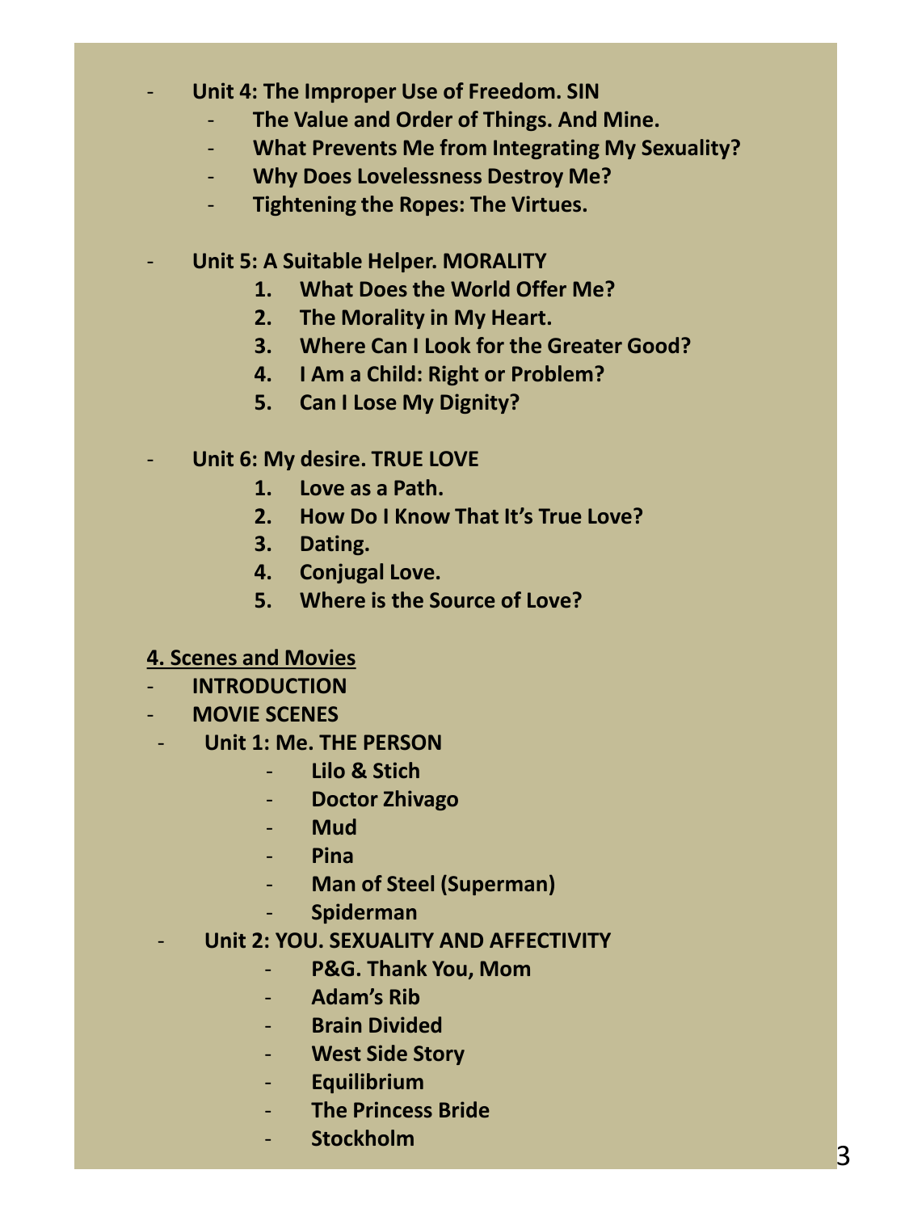- **Unit 4: The Improper Use of Freedom. SIN**
  - **The Value and Order of Things. And Mine.**
  - **What Prevents Me from Integrating My Sexuality?**
  - **Why Does Lovelessness Destroy Me?**
  - **Tightening the Ropes: The Virtues.**

- **Unit 5: A Suitable Helper. MORALITY**
  1. **What Does the World Offer Me?**
  2. **The Morality in My Heart.**
  3. **Where Can I Look for the Greater Good?**
  4. **I Am a Child: Right or Problem?**
  5. **Can I Lose My Dignity?**

- **Unit 6: My desire. TRUE LOVE**
  1. **Love as a Path.**
  2. **How Do I Know That It's True Love?**
  3. **Dating.**
  4. **Conjugal Love.**
  5. **Where is the Source of Love?**

**4. Scenes and Movies**

- **INTRODUCTION**
- **MOVIE SCENES**
  - **Unit 1: Me. THE PERSON**
    - **Lilo & Stich**
    - **Doctor Zhivago**
    - **Mud**
    - **Pina**
    - **Man of Steel (Superman)**
    - **Spiderman**
  - **Unit 2: YOU. SEXUALITY AND AFFECTIVITY**
    - **P&G. Thank You, Mom**
    - **Adam's Rib**
    - **Brain Divided**
    - **West Side Story**
    - **Equilibrium**
    - **The Princess Bride**
    - **Stockholm**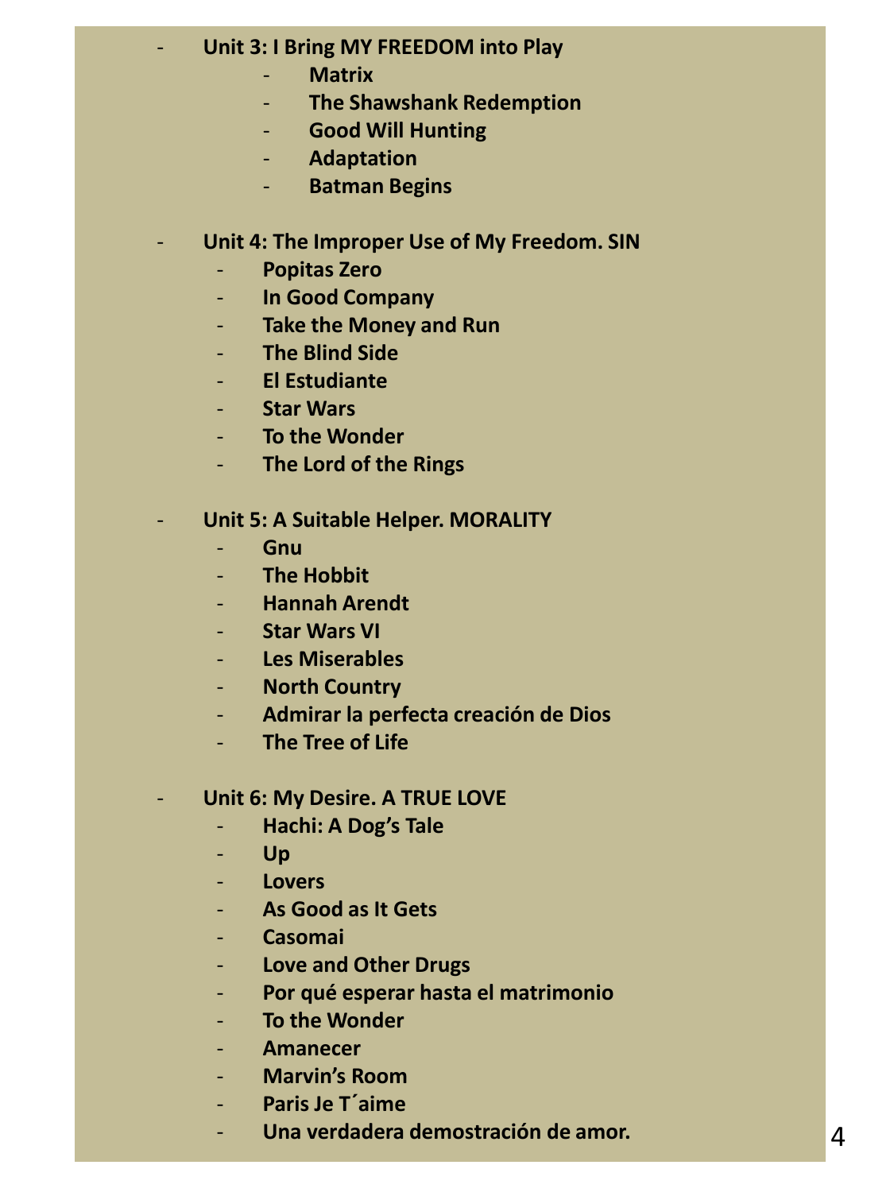- **Unit 3: I Bring MY FREEDOM into Play**
    - **Matrix**
    - **The Shawshank Redemption**
    - **Good Will Hunting**
    - **Adaptation**
    - **Batman Begins**

- **Unit 4: The Improper Use of My Freedom. SIN**
    - **Popitas Zero**
    - **In Good Company**
    - **Take the Money and Run**
    - **The Blind Side**
    - **El Estudiante**
    - **Star Wars**
    - **To the Wonder**
    - **The Lord of the Rings**

- **Unit 5: A Suitable Helper. MORALITY**
    - **Gnu**
    - **The Hobbit**
    - **Hannah Arendt**
    - **Star Wars VI**
    - **Les Miserables**
    - **North Country**
    - **Admirar la perfecta creación de Dios**
    - **The Tree of Life**

- **Unit 6: My Desire. A TRUE LOVE**
    - **Hachi: A Dog's Tale**
    - **Up**
    - **Lovers**
    - **As Good as It Gets**
    - **Casomai**
    - **Love and Other Drugs**
    - **Por qué esperar hasta el matrimonio**
    - **To the Wonder**
    - **Amanecer**
    - **Marvin's Room**
    - **Paris Je T´aime**
    - **Una verdadera demostración de amor.**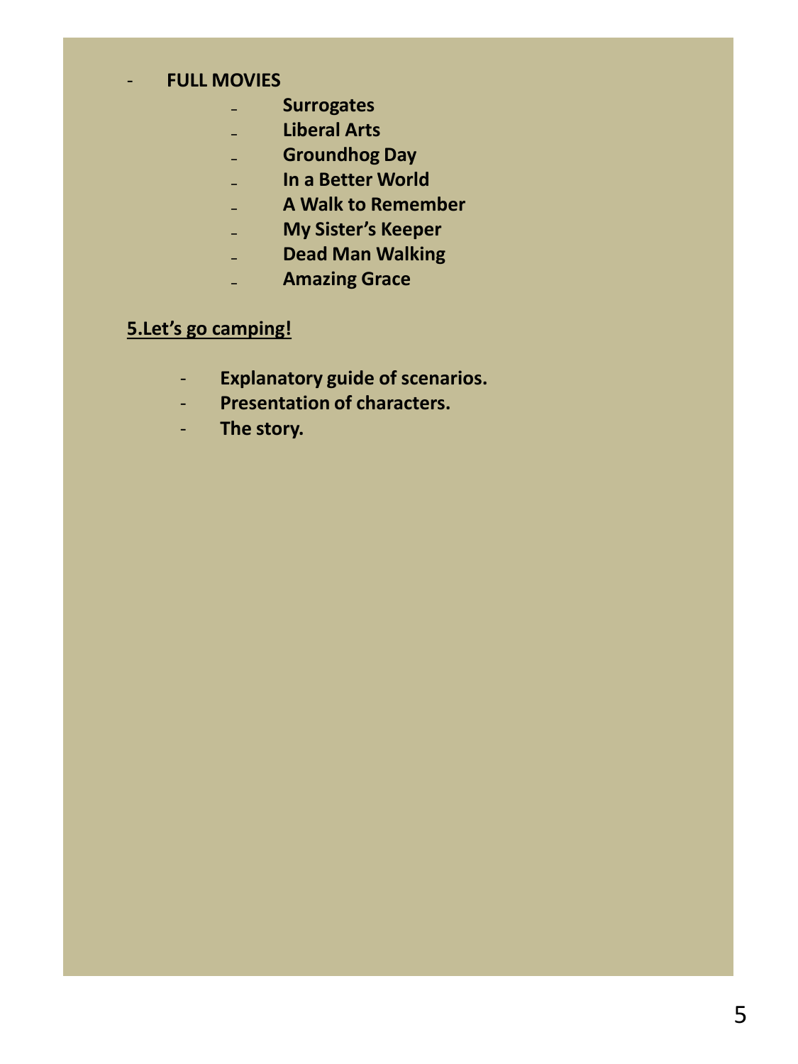- **FULL MOVIES**
  - **Surrogates**
  - **Liberal Arts**
  - **Groundhog Day**
  - **In a Better World**
  - **A Walk to Remember**
  - **My Sister's Keeper**
  - **Dead Man Walking**
  - **Amazing Grace**

**<u>5.Let's go camping!</u>**

- **Explanatory guide of scenarios.**
- **Presentation of characters.**
- **The story.**